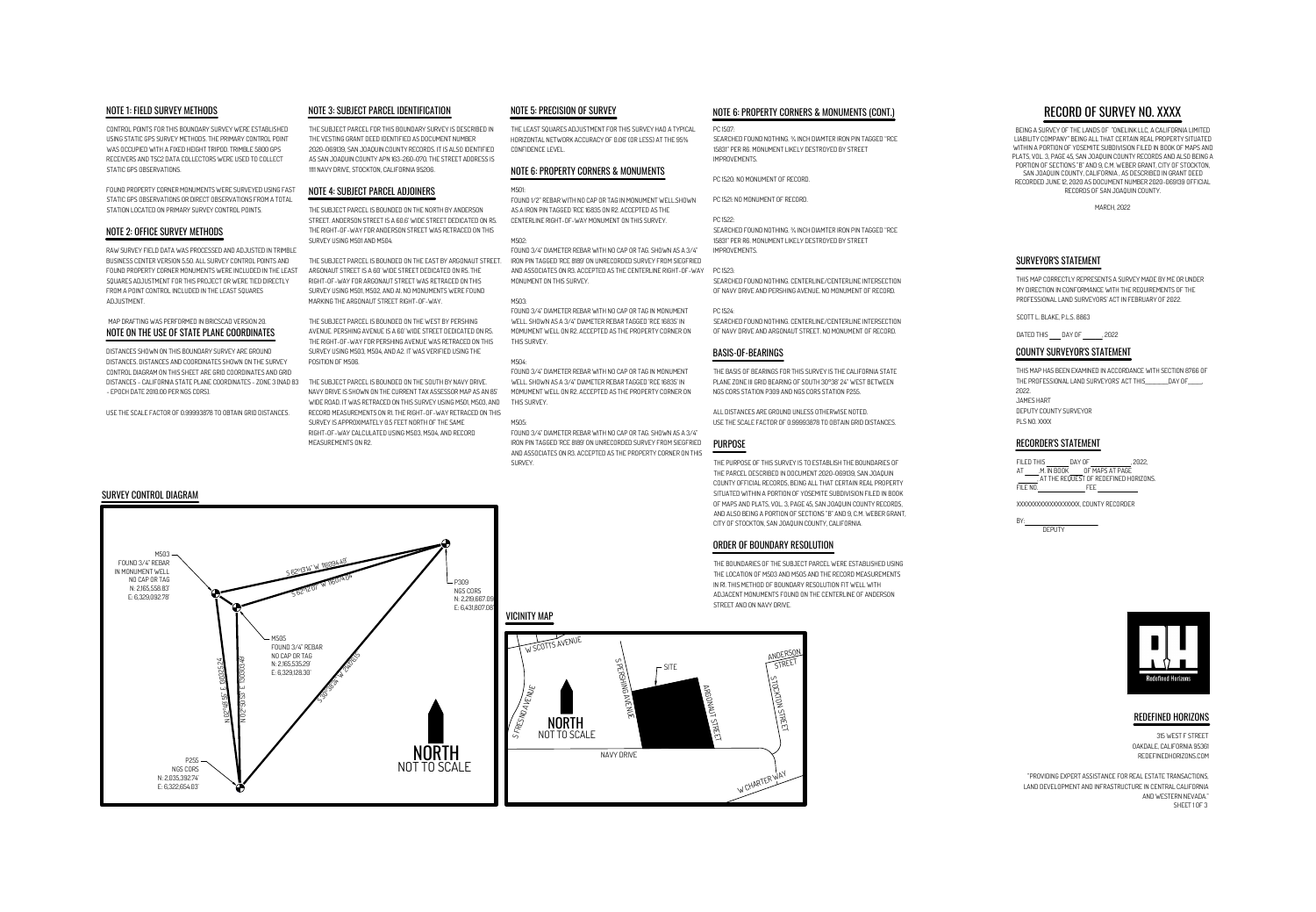# RECORD OF SURVEY NO. XXXX

BEING A SURVEY OF THE LANDS OF "ONELINK LLC, A CALIFORNIA LIMITED LIABILITY COMPANY" BEING ALL THAT CERTAIN REAL PROPERTY SITUATED WITHIN A PORTION OF YOSEMITE SUBDIVISION FILED IN BOOK OF MAPS AND PLATS, VOL. 3, PAGE 45, SAN JOAQUIN COUNTY RECORDS AND ALSO BEING A PORTION OF SECTIONS "B" AND 9, C.M. WEBER GRANT, CITY OF STOCKTON, SAN JOAQUIN COUNTY, CALIFORNIA , AS DESCRIBED IN GRANT DEED RECORDED JUNE 12, 2020 AS DOCUMENT NUMBER 2020-069139 OFFICIAL RECORDS OF SAN JOAQUIN COUNTY.

MARCH, 2022

## NOTE 1: FIELD SURVEY METHODS

CONTROL POINTS FOR THIS BOUNDARY SURVEY WERE ESTABLISHED USING STATIC GPS SURVEY METHODS. THE PRIMARY CONTROL POINT WAS OCCUPIED WITH A FIXED HEIGHT TRIPOD. TRIMBLE 5800 GPS RECEIVERS AND TSC2 DATA COLLECTORS WERE USED TO COLLECT STATIC GPS OBSERVATIONS.

FOUND PROPERTY CORNER MONUMENTS WERE SURVEYED USING FAST STATIC GPS OBSERVATIONS OR DIRECT OBSERVATIONS FROM A TOTAL STATION LOCATED ON PRIMARY SURVEY CONTROL POINTS.

## NOTE 2: OFFICE SURVEY METHODS

RAW SURVEY FIELD DATA WAS PROCESSED AND ADJUSTED IN TRIMBLE BUSINESS CENTER VERSION 5.50. ALL SURVEY CONTROL POINTS AND FOUND PROPERTY CORNER MONUMENTS WERE INCLUDED IN THE LEAST SQUARES ADJUSTMENT FOR THIS PROJECT OR WERE TIED DIRECTLY FROM A POINT CONTROL INCLUDED IN THE LEAST SQUARES ADJUSTMENT.

MAP DRAFTING WAS PERFORMED IN BRICSCAD VERSION 20.

## NOTE ON THE USE OF STATE PLANE COORDINATES

DISTANCES SHOWN ON THIS BOUNDARY SURVEY ARE GROUND DISTANCES. DISTANCES AND COORDINATES SHOWN ON THE SURVEY CONTROL DIAGRAM ON THIS SHEET ARE GRID COORDINATES AND GRID DISTANCES - CALIFORNIA STATE PLANE COORDINATES - ZONE 3 (NAD 83 - EPOCH DATE 2010.00 PER NGS CORS).

USE THE SCALE FACTOR OF 0.99993878 TO OBTAIN GRID DISTANCES.

## NOTE 3: SUBJECT PARCEL IDENTIFICATION

THE SUBJECT PARCEL FOR THIS BOUNDARY SURVEY IS DESCRIBED IN THE VESTING GRANT DEED IDENTIFIED AS DOCUMENT NUMBER 2020-069139, SAN JOAQUIN COUNTY RECORDS. IT IS ALSO IDENTIFIED AS SAN JOAQUIN COUNTY APN 163-260-070. THE STREET ADDRESS IS 1111 NAVY DRIVE, STOCKTON, CALIFORNIA 95206.

## NOTE 4: SUBJECT PARCEL ADJOINERS

THE SUBJECT PARCEL IS BOUNDED ON THE NORTH BY ANDERSON STREET. ANDERSON STREET IS A 60.6' WIDE STREET DEDICATED ON R5. THE RIGHT-OF-WAY FOR ANDERSON STREET WAS RETRACED ON THIS SURVEY USING M501 AND M504.

THE SUBJECT PARCEL IS BOUNDED ON THE EAST BY ARGONAUT STREET. ARGONAUT STREET IS A 60' WIDE STREET DEDICATED ON R5. THE RIGHT-OF-WAY FOR ARGONAUT STREET WAS RETRACED ON THIS SURVEY USING M501, M502, AND A1. NO MONUMENTS WERE FOUND MARKING THE ARGONAUT STREET RIGHT-OF-WAY.

THE SUBJECT PARCEL IS BOUNDED ON THE WEST BY PERSHING AVENUE. PERSHING AVENUE IS A 60' WIDE STREET DEDICATED ON R5. THE RIGHT-OF-WAY FOR PERSHING AVENUE WAS RETRACED ON THIS SURVEY USING M503, M504, AND A2. IT WAS VERIFIED USING THE POSITION OF M506.

THE SUBJECT PARCEL IS BOUNDED ON THE SOUTH BY NAVY DRIVE. NAVY DRIVE IS SHOWN ON THE CURRENT TAX ASSESSOR MAP AS AN 85' WIDE ROAD. IT WAS RETRACED ON THIS SURVEY USING M501, M503, AND RECORD MEASUREMENTS ON R1. THE RIGHT-OF-WAY RETRACED ON THIS SURVEY IS APPROXIMATELY 0.5 FEET NORTH OF THE SAME RIGHT-OF-WAY CALCULATED USING M503, M504, AND RECORD MEASUREMENTS ON R2.

## NOTE 5: PRECISION OF SURVEY

THE LEAST SQUARES ADJUSTMENT FOR THIS SURVEY HAD A TYPICAL HORIZONTAL NETWORK ACCURACY OF 0.06' (OR LESS) AT THE 95% CONFIDENCE LEVEL.

## NOTE 6: PROPERTY CORNERS & MONUMENTS

M501:
FOUND 1/2" REBAR WITH NO CAP OR TAG IN MONUMENT WELL.SHOWN AS A IRON PIN TAGGED 'RCE 16835' ON R2. ACCEPTED AS THE CENTERLINE RIGHT-OF-WAY MONUMENT ON THIS SURVEY.

M502:
FOUND 3/4" DIAMETER REBAR WITH NO CAP OR TAG. SHOWN AS A 3/4" IRON PIN TAGGED 'RCE 8189' ON UNRECORDED SURVEY FROM SIEGFRIED AND ASSOCIATES ON R3. ACCEPTED AS THE CENTERLINE RIGHT-OF-WAY MONUMENT ON THIS SURVEY.

M503:
FOUND 3/4" DIAMETER REBAR WITH NO CAP OR TAG IN MONUMENT WELL. SHOWN AS A 3/4" DIAMETER REBAR TAGGED 'RCE 16835' IN MOMUMENT WELL ON R2. ACCEPTED AS THE PROPERTY CORNER ON THIS SURVEY.

M504:
FOUND 3/4" DIAMETER REBAR WITH NO CAP OR TAG IN MONUMENT WELL. SHOWN AS A 3/4" DIAMETER REBAR TAGGED 'RCE 16835' IN MOMUMENT WELL ON R2. ACCEPTED AS THE PROPERTY CORNER ON THIS SURVEY.

M505:
FOUND 3/4" DIAMETER REBAR WITH NO CAP OR TAG. SHOWN AS A 3/4" IRON PIN TAGGED 'RCE 8189' ON UNRECORDED SURVEY FROM SIEGFRIED AND ASSOCIATES ON R3. ACCEPTED AS THE PROPERTY CORNER ON THIS SURVEY.

## NOTE 6: PROPERTY CORNERS & MONUMENTS (CONT.)

PC 1517:
SEARCHED FOUND NOTHING. ¾ INCH DIAMTER IRON PIN TAGGED "RCE 15831" PER R6. MONUMENT LIKELY DESTROYED BY STREET IMPROVEMENTS.

PC 1520: NO MONUMENT OF RECORD.

PC 1521: NO MONUMENT OF RECORD.

PC 1522:
SEARCHED FOUND NOTHING. ¾ INCH DIAMTER IRON PIN TAGGED "RCE 15831" PER R6. MONUMENT LIKELY DESTROYED BY STREET IMPROVEMENTS.

PC 1523:
SEARCHED FOUND NOTHING. CENTERLINE/CENTERLINE INTERSECTION OF NAVY DRIVE AND PERSHING AVENUE. NO MONUMENT OF RECORD.

PC 1524:
SEARCHED FOUND NOTHING. CENTERLINE/CENTERLINE INTERSECTION OF NAVY DRIVE AND ARGONAUT STREET. NO MONUMENT OF RECORD.

## BASIS-OF-BEARINGS

THE BASIS OF BEARINGS FOR THIS SURVEY IS THE CALIFORNIA STATE PLANE ZONE III GRID BEARING OF SOUTH 30°38' 24" WEST BETWEEN NGS CORS STATION P309 AND NGS CORS STATION P255.

ALL DISTANCES ARE GROUND UNLESS OTHERWISE NOTED.
USE THE SCALE FACTOR OF 0.99993878 TO OBTAIN GRID DISTANCES.

## PURPOSE

THE PURPOSE OF THIS SURVEY IS TO ESTABLISH THE BOUNDARIES OF THE PARCEL DESCRIBED IN DOCUMENT 2020-069139, SAN JOAQUIN COUNTY OFFICIAL RECORDS, BEING ALL THAT CERTAIN REAL PROPERTY SITUATED WITHIN A PORTION OF YOSEMITE SUBDIVISION FILED IN BOOK OF MAPS AND PLATS, VOL. 3, PAGE 45, SAN JOAQUIN COUNTY RECORDS, AND ALSO BEING A PORTION OF SECTIONS "B" AND 9, C.M. WEBER GRANT, CITY OF STOCKTON, SAN JOAQUIN COUNTY, CALIFORNIA.

## ORDER OF BOUNDARY RESOLUTION

THE BOUNDARIES OF THE SUBJECT PARCEL WERE ESTABLISHED USING THE LOCATION OF M503 AND M505 AND THE RECORD MEASUREMENTS IN R1. THIS METHOD OF BOUNDARY RESOLUTION FIT WELL WITH ADJACENT MONUMENTS FOUND ON THE CENTERLINE OF ANDERSON STREET AND ON NAVY DRIVE.

## SURVEY CONTROL DIAGRAM

M503
FOUND 3/4" REBAR IN MONUMENT WELL NO CAP OR TAG
N: 2,165,558.83'
E: 6,329,092.78'

M505
FOUND 3/4" REBAR NO CAP OR TAG
N: 2,165,535.29'
E: 6,329,128.30'

P309
NGS CORS
N: 2,219,687.09'
E: 6,431,607.08'

P255
NGS CORS
N: 2,035,392.74'
E: 6,322,654.03'

S 62°13'14" W 115094.49'
S 62°12'07" W 115074.04'
N 01°56'40" E 130249.54'
N 01°43'10" E 130196.21'
S 30°38'24" W 214001.15'

NORTH
NOT TO SCALE

## VICINITY MAP

W SCOTTS AVENUE · S PERSHING AVENUE · SITE · ANDERSON STREET · S STOCKTON STREET · ARGONAUT STREET · S FRESNO AVENUE · NAVY DRIVE · W CHARTER WAY

NORTH
NOT TO SCALE

## SURVEYOR'S STATEMENT

THIS MAP CORRECTLY REPRESENTS A SURVEY MADE BY ME OR UNDER MY DIRECTION IN CONFORMANCE WITH THE REQUIREMENTS OF THE PROFESSIONAL LAND SURVEYORS' ACT IN FEBRUARY OF 2022.

SCOTT L. BLAKE, P.L.S. 8863

DATED THIS ___ DAY OF ______, 2022

## COUNTY SURVEYOR'S STATEMENT

THIS MAP HAS BEEN EXAMINED IN ACCORDANCE WITH SECTION 8766 OF THE PROFESSIONAL LAND SURVEYORS' ACT THIS_______DAY OF_____, 2022.
JAMES HART
DEPUTY COUNTY SURVEYOR
PLS NO. XXXX

## RECORDER'S STATEMENT

FILED THIS _______ DAY OF ____________, 2022,
AT ____ M. IN BOOK ____ OF MAPS AT PAGE ____ AT THE REQUEST OF REDEFINED HORIZONS.
FILE NO. ______________ FEE ___________

XXXXXXXXXXXXXXXXXXX, COUNTY RECORDER

BY: ____________________
DEPUTY

## REDEFINED HORIZONS

315 WEST F STREET
OAKDALE, CALIFORNIA 95361
REDEFINEDHORIZONS.COM

"PROVIDING EXPERT ASSISTANCE FOR REAL ESTATE TRANSACTIONS, LAND DEVELOPMENT AND INFRASTRUCTURE IN CENTRAL CALIFORNIA AND WESTERN NEVADA."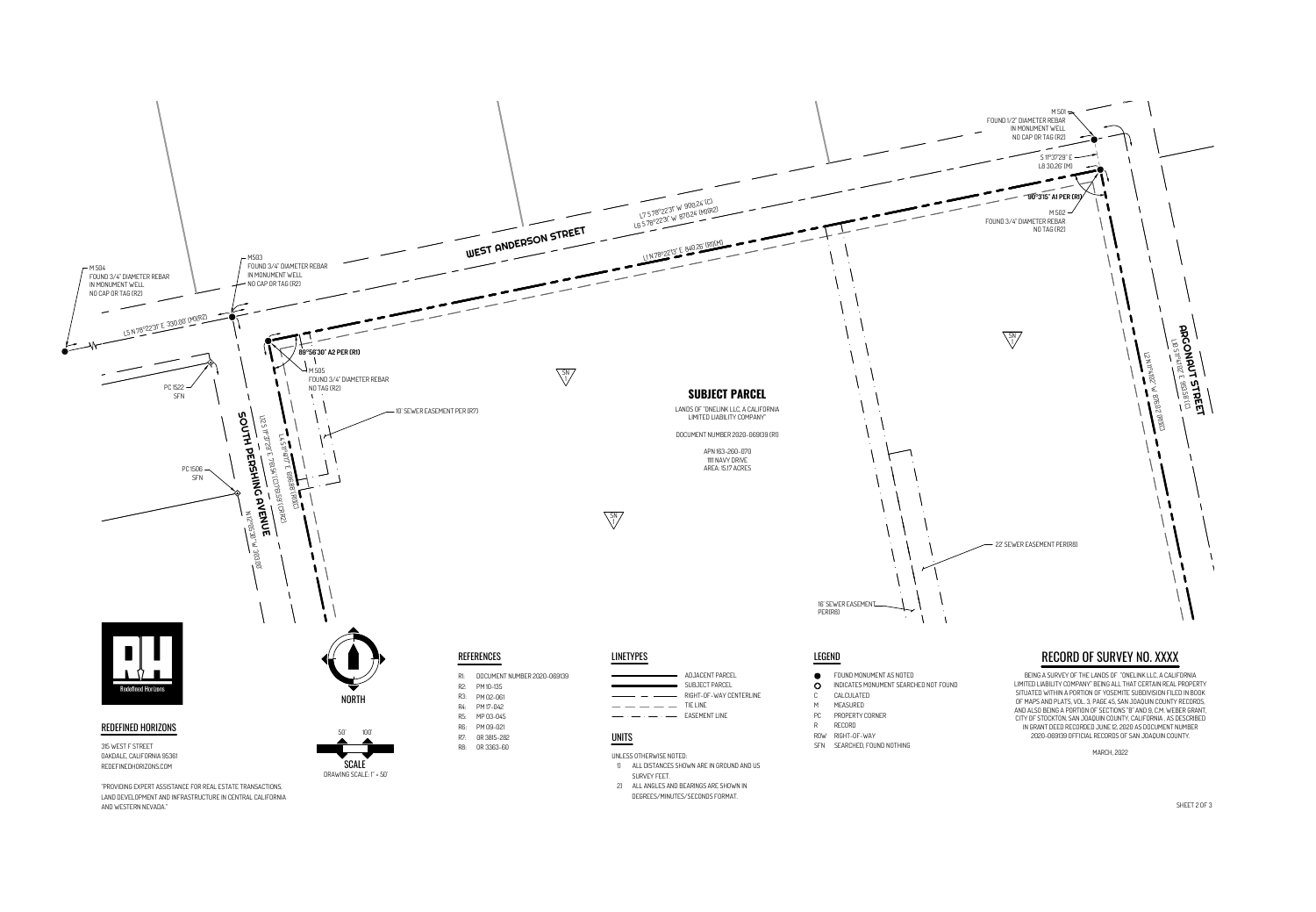# RECORD OF SURVEY NO. XXXX

BEING A SURVEY OF THE LANDS OF "ONELINK LLC, A CALIFORNIA LIMITED LIABILITY COMPANY" BEING ALL THAT CERTAIN REAL PROPERTY SITUATED WITHIN A PORTION OF YOSEMITE SUBDIVISION FILED IN BOOK OF MAPS AND PLATS, VOL. 3, PAGE 45, SAN JOAQUIN COUNTY RECORDS, AND ALSO BEING A PORTION OF SECTIONS "B" AND 9, C.M. WEBER GRANT, CITY OF STOCKTON, SAN JOAQUIN COUNTY, CALIFORNIA , AS DESCRIBED IN GRANT DEED RECORDED JUNE 12, 2020 AS DOCUMENT NUMBER 2020-069139 OFFICIAL RECORDS OF SAN JOAQUIN COUNTY.

MARCH, 2022

## SUBJECT PARCEL

LANDS OF "ONELINK LLC, A CALIFORNIA LIMITED LIABILITY COMPANY"

DOCUMENT NUMBER 2020-069139 (R1)

APN 163-260-070
1111 NAVY DRIVE
AREA: 15.17 ACRES

WEST ANDERSON STREET

SOUTH PERSHING AVENUE

ARGONAUT STREET

L7 S 78°22'31" W 908.24' (C)
L6 S 78°22'31" W 878.24' (M)(R2)
L1 N 78°22'13" E 840.26' (R1)(M)
L5 N 78°22'31" E 330.00' (M)(R2)
L12 S 11°37'29" E 718.54' (C)/763.59' (C)(R2)
L4 S 11°41'07" E 696.86' (R1)(C)
N 12°05'30" W 363.06'
L2 N 11°41'02" W 878.32' (R1)(C)
L10 S 11°41'02" E 953.38' (C)
S 11°37'29" E
L8 30.26' (M)

89°56'30" A2 PER (R1)
90°3'16" A1 PER (R1)

M 501
FOUND 1/2" DIAMETER REBAR IN MONUMENT WELL NO CAP OR TAG (R2)

M 502
FOUND 3/4" DIAMETER REBAR NO TAG (R2)

M503
FOUND 3/4" DIAMETER REBAR IN MONUMENT WELL NO CAP OR TAG (R2)

M 504
FOUND 3/4" DIAMETER REBAR IN MONUMENT WELL NO CAP OR TAG (R2)

M 505
FOUND 3/4" DIAMETER REBAR NO TAG (R2)

PC 1522
SFN

PC 1506
SFN

10' SEWER EASEMENT PER (R7)

22' SEWER EASEMENT PER(R8)

16' SEWER EASEMENT PER(R8)

SN 1

## REFERENCES

- R1: DOCUMENT NUMBER 2020-069139
- R2: PM 10-135
- R3: PM 02-061
- R4: PM 17-042
- R5: MP 03-045
- R6: PM 09-021
- R7: OR 3815-282
- R8: OR 3363-60

## LINETYPES

- ADJACENT PARCEL
- SUBJECT PARCEL
- RIGHT-OF-WAY CENTERLINE
- TIE LINE
- EASEMENT LINE

## UNITS

UNLESS OTHERWISE NOTED:

1) ALL DISTANCES SHOWN ARE IN GROUND AND US SURVEY FEET.
2) ALL ANGLES AND BEARINGS ARE SHOWN IN DEGREES/MINUTES/SECONDS FORMAT.

## LEGEND

| Symbol | Description |
| --- | --- |
| ● | FOUND MONUMENT AS NOTED |
| ○ | INDICATES MONUMENT SEARCHED NOT FOUND |
| C | CALCULATED |
| M | MEASURED |
| PC | PROPERTY CORNER |
| R | RECORD |
| ROW | RIGHT-OF-WAY |
| SFN | SEARCHED, FOUND NOTHING |

NORTH

SCALE
0' 50' 100'
DRAWING SCALE: 1" = 50'

Redefined Horizons

## REDEFINED HORIZONS

315 WEST F STREET
OAKDALE, CALIFORNIA 95361
REDEFINEDHORIZONS.COM

"PROVIDING EXPERT ASSISTANCE FOR REAL ESTATE TRANSACTIONS, LAND DEVELOPMENT AND INFRASTRUCTURE IN CENTRAL CALIFORNIA AND WESTERN NEVADA."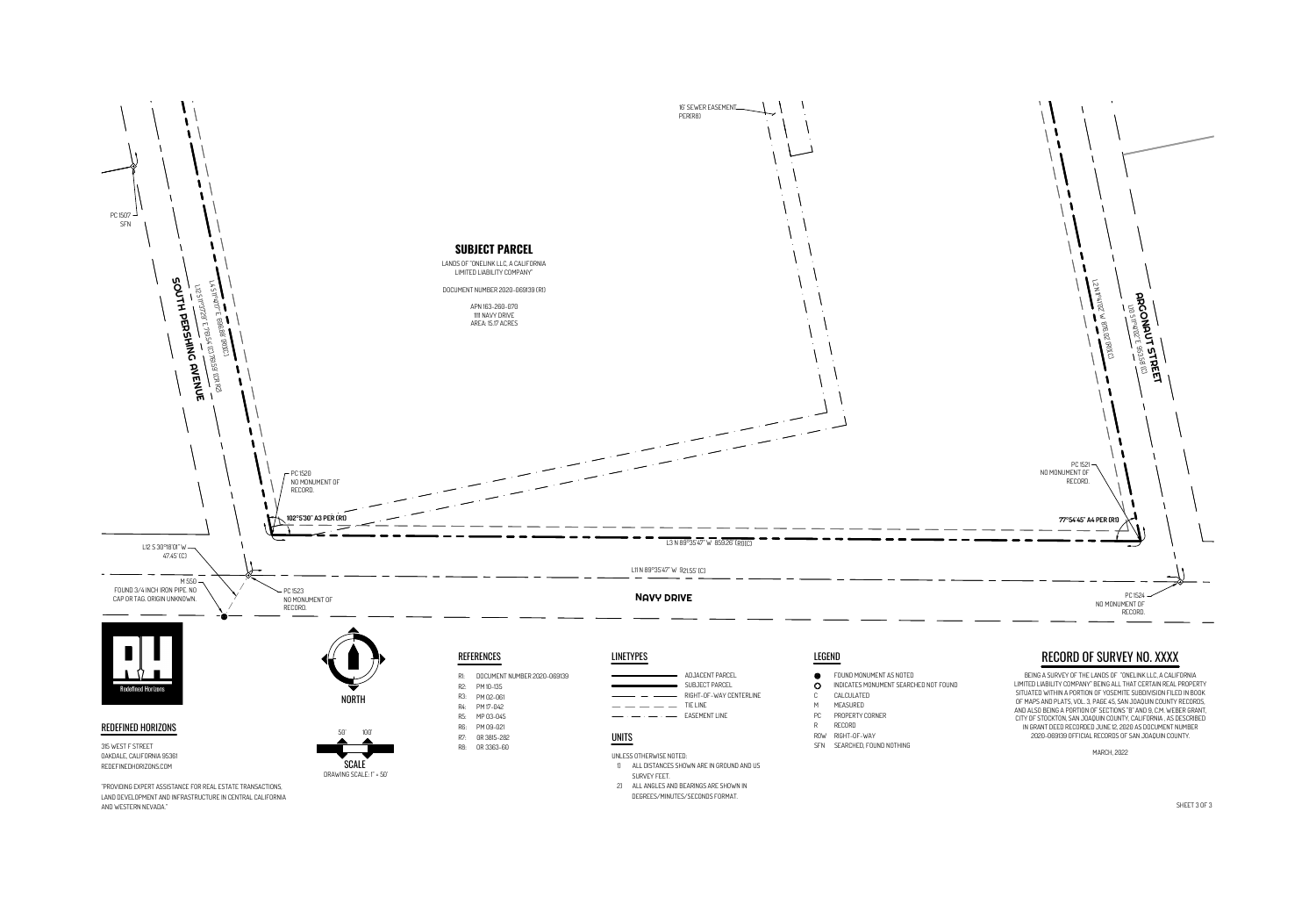16' SEWER EASEMENT PER(R8)

## SUBJECT PARCEL

LANDS OF "ONELINK LLC, A CALIFORNIA LIMITED LIABILITY COMPANY"

DOCUMENT NUMBER 2020-069139 (R1)

APN 163-260-070
1111 NAVY DRIVE
AREA: 15.17 ACRES

PC 1507
SFN

SOUTH PERSHING AVENUE

L4 S 11°47'17" E 698.86' (R1)(C)

L12 S 11°37'29" E 718.54' (C) 718.59' (C)(R2)

PC 1520
NO MONUMENT OF RECORD.

102°5'30" A3 PER (R1)

L3 N 89°35'47" W 859.26' (R1)(C)

L12 S 30°18'01" W 47.45' (C)

M 550
FOUND 3/4 INCH IRON PIPE. NO CAP OR TAG. ORIGIN UNKNOWN.

PC 1523
NO MONUMENT OF RECORD.

L11 N 89°35'47" W 921.55' (C)

NAVY DRIVE

ARGONAUT STREET

L2 N 11°41'02" W 878.02' (R1)(C)

L10 S 11°41'02" E 951.58' (C)

PC 1521
NO MONUMENT OF RECORD.

77°54'45" A4 PER (R1)

PC 1524
NO MONUMENT OF RECORD.

NORTH

SCALE
50' 100'
DRAWING SCALE: 1" = 50'

Redefined Horizons

## REDEFINED HORIZONS

315 WEST F STREET
OAKDALE, CALIFORNIA 95361
REDEFINEDHORIZONS.COM

"PROVIDING EXPERT ASSISTANCE FOR REAL ESTATE TRANSACTIONS, LAND DEVELOPMENT AND INFRASTRUCTURE IN CENTRAL CALIFORNIA AND WESTERN NEVADA."

## REFERENCES

- R1: DOCUMENT NUMBER 2020-069139
- R2: PM 10-135
- R3: PM 02-061
- R4: PM 17-042
- R5: MP 03-045
- R6: PM 09-021
- R7: OR 3815-282
- R8: OR 3363-60

## LINETYPES

- ADJACENT PARCEL
- SUBJECT PARCEL
- RIGHT-OF-WAY CENTERLINE
- TIE LINE
- EASEMENT LINE

## UNITS

UNLESS OTHERWISE NOTED:

1) ALL DISTANCES SHOWN ARE IN GROUND AND US SURVEY FEET.
2) ALL ANGLES AND BEARINGS ARE SHOWN IN DEGREES/MINUTES/SECONDS FORMAT.

## LEGEND

- ● FOUND MONUMENT AS NOTED
- ○ INDICATES MONUMENT SEARCHED NOT FOUND
- C CALCULATED
- M MEASURED
- PC PROPERTY CORNER
- R RECORD
- ROW RIGHT-OF-WAY
- SFN SEARCHED, FOUND NOTHING

# RECORD OF SURVEY NO. XXXX

BEING A SURVEY OF THE LANDS OF "ONELINK LLC, A CALIFORNIA LIMITED LIABILITY COMPANY" BEING ALL THAT CERTAIN REAL PROPERTY SITUATED WITHIN A PORTION OF YOSEMITE SUBDIVISION FILED IN BOOK OF MAPS AND PLATS, VOL. 3, PAGE 45, SAN JOAQUIN COUNTY RECORDS, AND ALSO BEING A PORTION OF SECTIONS "B" AND 9, C.M. WEBER GRANT, CITY OF STOCKTON, SAN JOAQUIN COUNTY, CALIFORNIA , AS DESCRIBED IN GRANT DEED RECORDED JUNE 12, 2020 AS DOCUMENT NUMBER 2020-069139 OFFICIAL RECORDS OF SAN JOAQUIN COUNTY.

MARCH, 2022